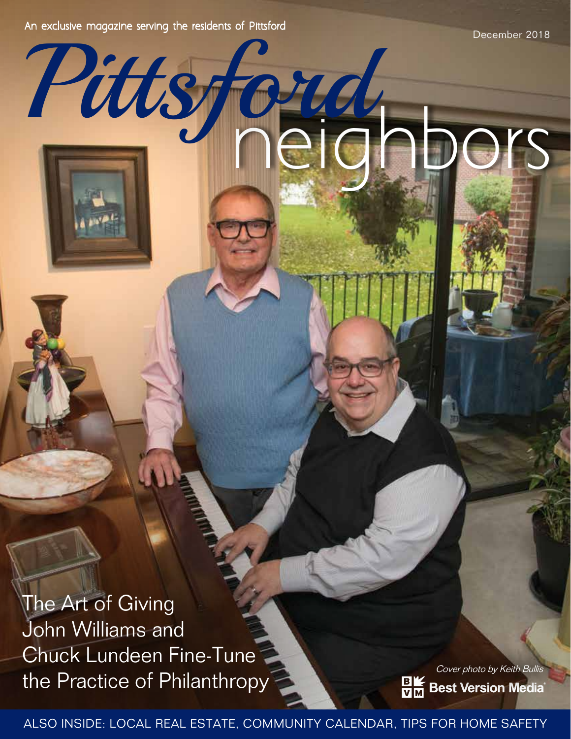An exclusive magazine serving the residents of Pittsford

December 2018

# Pittsford neighbors

## The Art of Giving
John Williams and Chuck Lundeen Fine-Tune the Practice of Philanthropy

*Cover photo by Keith Bullis*

Best Version Media

ALSO INSIDE: LOCAL REAL ESTATE, COMMUNITY CALENDAR, TIPS FOR HOME SAFETY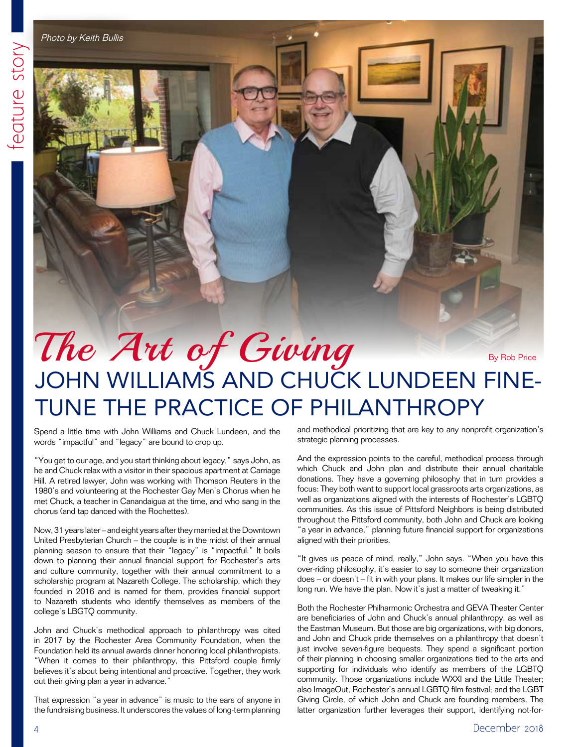*Photo by Keith Bullis*

# The Art of Giving

## JOHN WILLIAMS AND CHUCK LUNDEEN FINE-TUNE THE PRACTICE OF PHILANTHROPY

By Rob Price

Spend a little time with John Williams and Chuck Lundeen, and the words "impactful" and "legacy" are bound to crop up.

"You get to our age, and you start thinking about legacy," says John, as he and Chuck relax with a visitor in their spacious apartment at Carriage Hill. A retired lawyer, John was working with Thomson Reuters in the 1980's and volunteering at the Rochester Gay Men's Chorus when he met Chuck, a teacher in Canandaigua at the time, and who sang in the chorus (and tap danced with the Rochettes).

Now, 31 years later – and eight years after they married at the Downtown United Presbyterian Church – the couple is in the midst of their annual planning season to ensure that their "legacy" is "impactful." It boils down to planning their annual financial support for Rochester's arts and culture community, together with their annual commitment to a scholarship program at Nazareth College. The scholarship, which they founded in 2016 and is named for them, provides financial support to Nazareth students who identify themselves as members of the college's LBGTQ community.

John and Chuck's methodical approach to philanthropy was cited in 2017 by the Rochester Area Community Foundation, when the Foundation held its annual awards dinner honoring local philanthropists. "When it comes to their philanthropy, this Pittsford couple firmly believes it's about being intentional and proactive. Together, they work out their giving plan a year in advance."

That expression "a year in advance" is music to the ears of anyone in the fundraising business. It underscores the values of long-term planning and methodical prioritizing that are key to any nonprofit organization's strategic planning processes.

And the expression points to the careful, methodical process through which Chuck and John plan and distribute their annual charitable donations. They have a governing philosophy that in turn provides a focus: They both want to support local grassroots arts organizations, as well as organizations aligned with the interests of Rochester's LGBTQ communities. As this issue of Pittsford Neighbors is being distributed throughout the Pittsford community, both John and Chuck are looking "a year in advance," planning future financial support for organizations aligned with their priorities.

"It gives us peace of mind, really," John says. "When you have this over-riding philosophy, it's easier to say to someone their organization does – or doesn't – fit in with your plans. It makes our life simpler in the long run. We have the plan. Now it's just a matter of tweaking it."

Both the Rochester Philharmonic Orchestra and GEVA Theater Center are beneficiaries of John and Chuck's annual philanthropy, as well as the Eastman Museum. But those are big organizations, with big donors, and John and Chuck pride themselves on a philanthropy that doesn't just involve seven-figure bequests. They spend a significant portion of their planning in choosing smaller organizations tied to the arts and supporting for individuals who identify as members of the LGBTQ community. Those organizations include WXXI and the Little Theater; also ImageOut, Rochester's annual LGBTQ film festival; and the LGBT Giving Circle, of which John and Chuck are founding members. The latter organization further leverages their support, identifying not-for-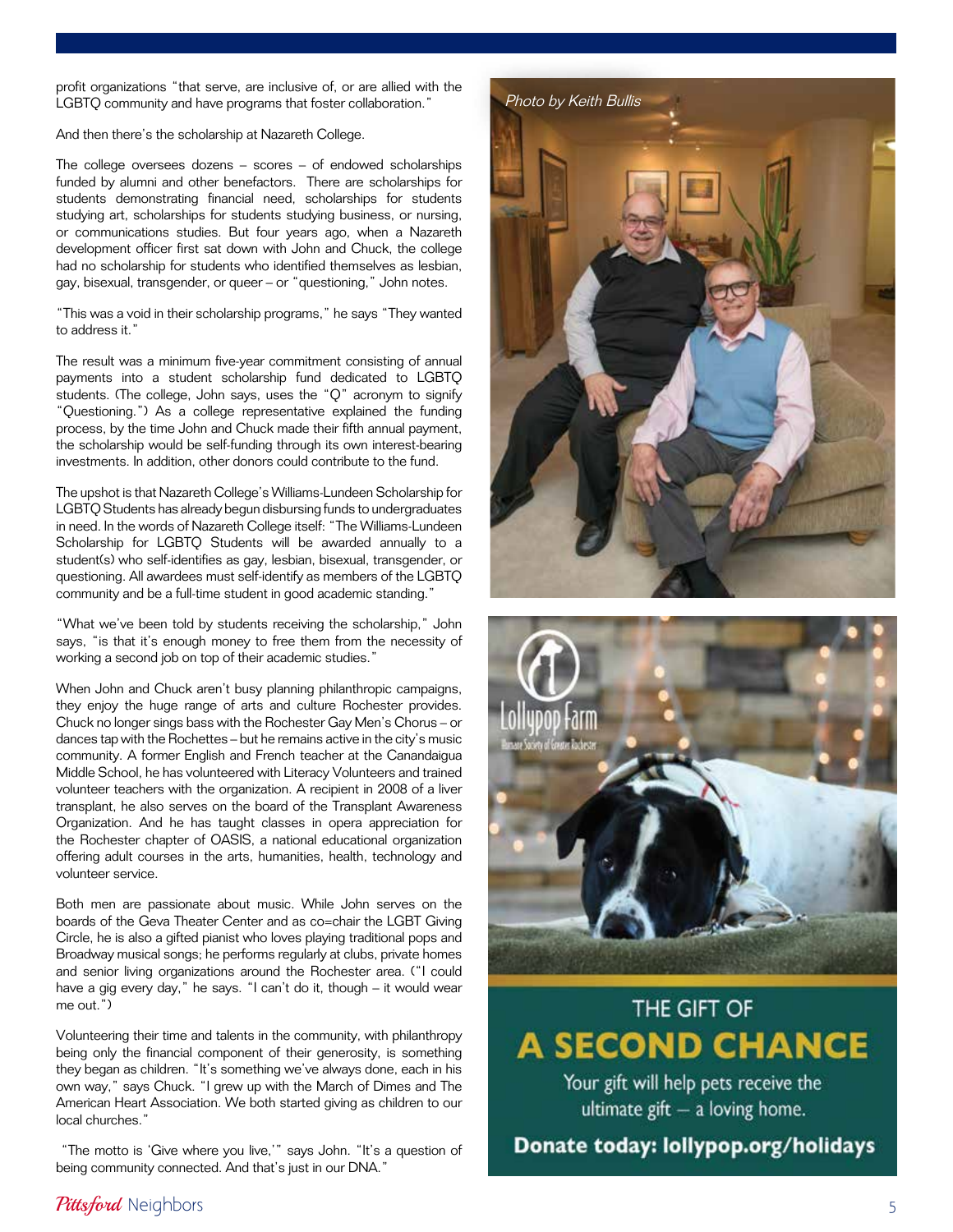profit organizations "that serve, are inclusive of, or are allied with the LGBTQ community and have programs that foster collaboration."

And then there's the scholarship at Nazareth College.

The college oversees dozens – scores – of endowed scholarships funded by alumni and other benefactors. There are scholarships for students demonstrating financial need, scholarships for students studying art, scholarships for students studying business, or nursing, or communications studies. But four years ago, when a Nazareth development officer first sat down with John and Chuck, the college had no scholarship for students who identified themselves as lesbian, gay, bisexual, transgender, or queer – or "questioning," John notes.

"This was a void in their scholarship programs," he says "They wanted to address it."

The result was a minimum five-year commitment consisting of annual payments into a student scholarship fund dedicated to LGBTQ students. (The college, John says, uses the "Q" acronym to signify "Questioning.") As a college representative explained the funding process, by the time John and Chuck made their fifth annual payment, the scholarship would be self-funding through its own interest-bearing investments. In addition, other donors could contribute to the fund.

The upshot is that Nazareth College's Williams-Lundeen Scholarship for LGBTQ Students has already begun disbursing funds to undergraduates in need. In the words of Nazareth College itself: "The Williams-Lundeen Scholarship for LGBTQ Students will be awarded annually to a student(s) who self-identifies as gay, lesbian, bisexual, transgender, or questioning. All awardees must self-identify as members of the LGBTQ community and be a full-time student in good academic standing."

"What we've been told by students receiving the scholarship," John says, "is that it's enough money to free them from the necessity of working a second job on top of their academic studies."

When John and Chuck aren't busy planning philanthropic campaigns, they enjoy the huge range of arts and culture Rochester provides. Chuck no longer sings bass with the Rochester Gay Men's Chorus – or dances tap with the Rochettes – but he remains active in the city's music community. A former English and French teacher at the Canandaigua Middle School, he has volunteered with Literacy Volunteers and trained volunteer teachers with the organization. A recipient in 2008 of a liver transplant, he also serves on the board of the Transplant Awareness Organization. And he has taught classes in opera appreciation for the Rochester chapter of OASIS, a national educational organization offering adult courses in the arts, humanities, health, technology and volunteer service.

Both men are passionate about music. While John serves on the boards of the Geva Theater Center and as co=chair the LGBT Giving Circle, he is also a gifted pianist who loves playing traditional pops and Broadway musical songs; he performs regularly at clubs, private homes and senior living organizations around the Rochester area. ("I could have a gig every day," he says. "I can't do it, though – it would wear me out.")

Volunteering their time and talents in the community, with philanthropy being only the financial component of their generosity, is something they began as children. "It's something we've always done, each in his own way," says Chuck. "I grew up with the March of Dimes and The American Heart Association. We both started giving as children to our local churches."

"The motto is 'Give where you live,'" says John. "It's a question of being community connected. And that's just in our DNA."

*Photo by Keith Bullis*

Lollypop Farm
Humane Society of Greater Rochester

THE GIFT OF
**A SECOND CHANCE**

Your gift will help pets receive the ultimate gift – a loving home.

**Donate today: lollypop.org/holidays**